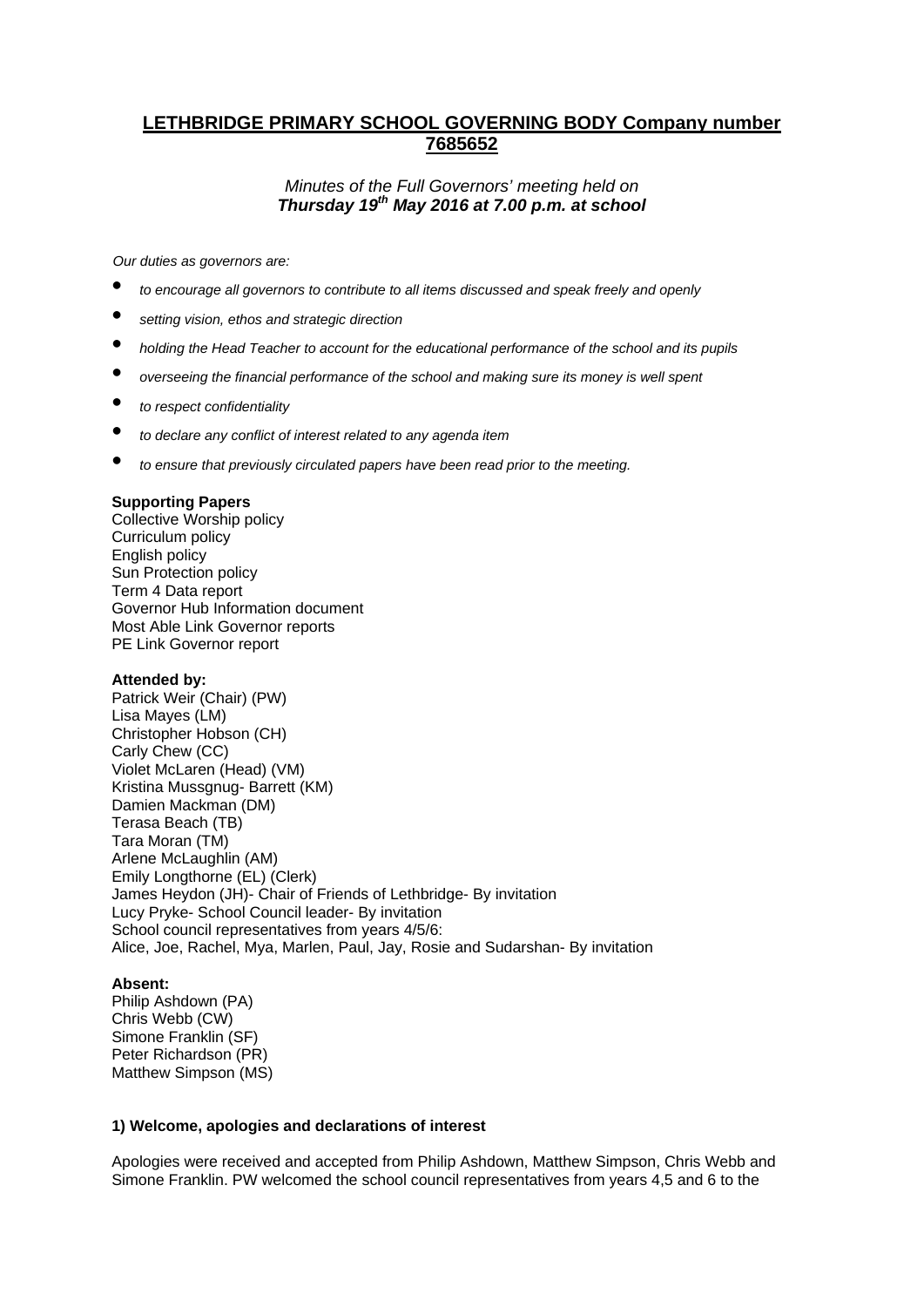# LETHBRIDGE PRIMARY SCHOOL GOVERNING BODY Company number 7685652

*Minutes of the Full Governors' meeting held on*
***Thursday 19th May 2016 at 7.00 p.m. at school***

*Our duties as governors are:*

- *to encourage all governors to contribute to all items discussed and speak freely and openly*
- *setting vision, ethos and strategic direction*
- *holding the Head Teacher to account for the educational performance of the school and its pupils*
- *overseeing the financial performance of the school and making sure its money is well spent*
- *to respect confidentiality*
- *to declare any conflict of interest related to any agenda item*
- *to ensure that previously circulated papers have been read prior to the meeting.*

**Supporting Papers**
Collective Worship policy
Curriculum policy
English policy
Sun Protection policy
Term 4 Data report
Governor Hub Information document
Most Able Link Governor reports
PE Link Governor report

**Attended by:**
Patrick Weir (Chair) (PW)
Lisa Mayes (LM)
Christopher Hobson (CH)
Carly Chew (CC)
Violet McLaren (Head) (VM)
Kristina Mussgnug- Barrett (KM)
Damien Mackman (DM)
Terasa Beach (TB)
Tara Moran (TM)
Arlene McLaughlin (AM)
Emily Longthorne (EL) (Clerk)
James Heydon (JH)- Chair of Friends of Lethbridge- By invitation
Lucy Pryke- School Council leader- By invitation
School council representatives from years 4/5/6:
Alice, Joe, Rachel, Mya, Marlen, Paul, Jay, Rosie and Sudarshan- By invitation

**Absent:**
Philip Ashdown (PA)
Chris Webb (CW)
Simone Franklin (SF)
Peter Richardson (PR)
Matthew Simpson (MS)

**1) Welcome, apologies and declarations of interest**

Apologies were received and accepted from Philip Ashdown, Matthew Simpson, Chris Webb and Simone Franklin. PW welcomed the school council representatives from years 4,5 and 6 to the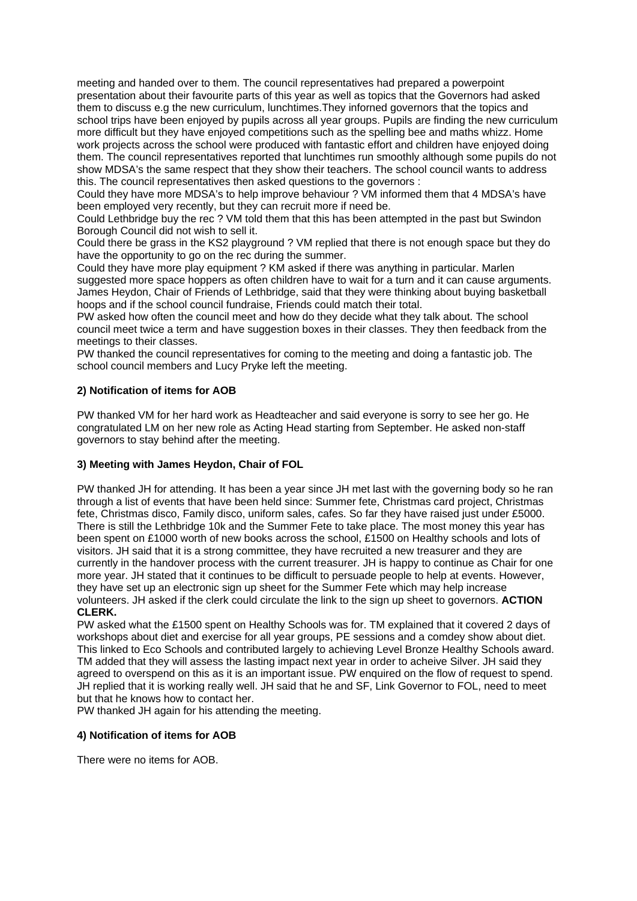meeting and handed over to them. The council representatives had prepared a powerpoint presentation about their favourite parts of this year as well as topics that the Governors had asked them to discuss e.g the new curriculum, lunchtimes.They inforned governors that the topics and school trips have been enjoyed by pupils across all year groups. Pupils are finding the new curriculum more difficult but they have enjoyed competitions such as the spelling bee and maths whizz. Home work projects across the school were produced with fantastic effort and children have enjoyed doing them. The council representatives reported that lunchtimes run smoothly although some pupils do not show MDSA's the same respect that they show their teachers. The school council wants to address this. The council representatives then asked questions to the governors :

Could they have more MDSA's to help improve behaviour ? VM informed them that 4 MDSA's have been employed very recently, but they can recruit more if need be.

Could Lethbridge buy the rec ? VM told them that this has been attempted in the past but Swindon Borough Council did not wish to sell it.

Could there be grass in the KS2 playground ? VM replied that there is not enough space but they do have the opportunity to go on the rec during the summer.

Could they have more play equipment ? KM asked if there was anything in particular. Marlen suggested more space hoppers as often children have to wait for a turn and it can cause arguments. James Heydon, Chair of Friends of Lethbridge, said that they were thinking about buying basketball hoops and if the school council fundraise, Friends could match their total.

PW asked how often the council meet and how do they decide what they talk about. The school council meet twice a term and have suggestion boxes in their classes. They then feedback from the meetings to their classes.

PW thanked the council representatives for coming to the meeting and doing a fantastic job. The school council members and Lucy Pryke left the meeting.

**2) Notification of items for AOB**

PW thanked VM for her hard work as Headteacher and said everyone is sorry to see her go. He congratulated LM on her new role as Acting Head starting from September. He asked non-staff governors to stay behind after the meeting.

**3) Meeting with James Heydon, Chair of FOL**

PW thanked JH for attending. It has been a year since JH met last with the governing body so he ran through a list of events that have been held since: Summer fete, Christmas card project, Christmas fete, Christmas disco, Family disco, uniform sales, cafes. So far they have raised just under £5000. There is still the Lethbridge 10k and the Summer Fete to take place. The most money this year has been spent on £1000 worth of new books across the school, £1500 on Healthy schools and lots of visitors. JH said that it is a strong committee, they have recruited a new treasurer and they are currently in the handover process with the current treasurer. JH is happy to continue as Chair for one more year. JH stated that it continues to be difficult to persuade people to help at events. However, they have set up an electronic sign up sheet for the Summer Fete which may help increase volunteers. JH asked if the clerk could circulate the link to the sign up sheet to governors. **ACTION CLERK.**

PW asked what the £1500 spent on Healthy Schools was for. TM explained that it covered 2 days of workshops about diet and exercise for all year groups, PE sessions and a comdey show about diet. This linked to Eco Schools and contributed largely to achieving Level Bronze Healthy Schools award. TM added that they will assess the lasting impact next year in order to acheive Silver. JH said they agreed to overspend on this as it is an important issue. PW enquired on the flow of request to spend. JH replied that it is working really well. JH said that he and SF, Link Governor to FOL, need to meet but that he knows how to contact her.

PW thanked JH again for his attending the meeting.

**4) Notification of items for AOB**

There were no items for AOB.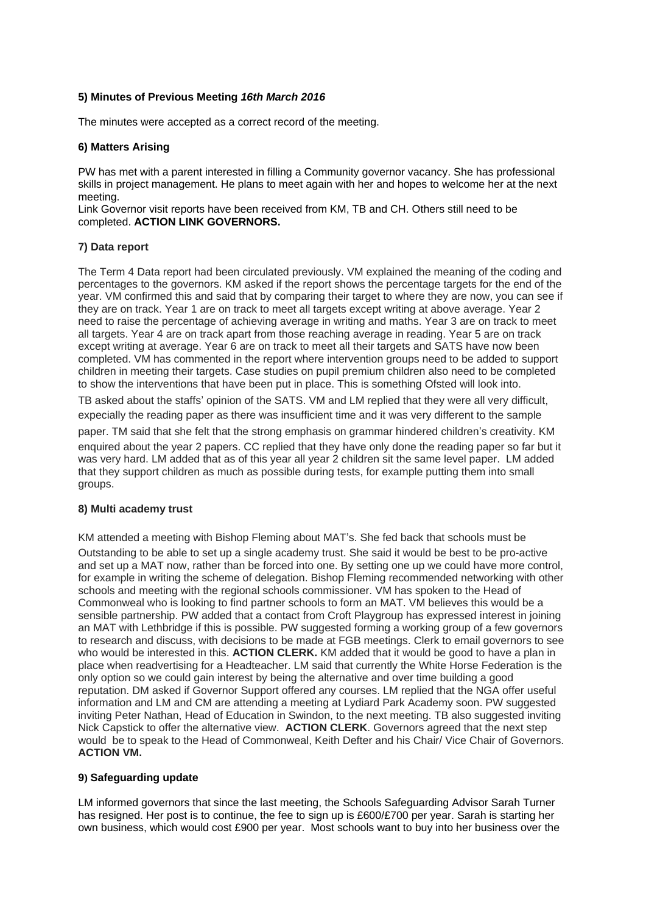**5) Minutes of Previous Meeting *16th March 2016***

The minutes were accepted as a correct record of the meeting.

**6) Matters Arising**

PW has met with a parent interested in filling a Community governor vacancy. She has professional skills in project management. He plans to meet again with her and hopes to welcome her at the next meeting.
Link Governor visit reports have been received from KM, TB and CH. Others still need to be completed. **ACTION LINK GOVERNORS.**

**7) Data report**

The Term 4 Data report had been circulated previously. VM explained the meaning of the coding and percentages to the governors. KM asked if the report shows the percentage targets for the end of the year. VM confirmed this and said that by comparing their target to where they are now, you can see if they are on track. Year 1 are on track to meet all targets except writing at above average. Year 2 need to raise the percentage of achieving average in writing and maths. Year 3 are on track to meet all targets. Year 4 are on track apart from those reaching average in reading. Year 5 are on track except writing at average. Year 6 are on track to meet all their targets and SATS have now been completed. VM has commented in the report where intervention groups need to be added to support children in meeting their targets. Case studies on pupil premium children also need to be completed to show the interventions that have been put in place. This is something Ofsted will look into.

TB asked about the staffs' opinion of the SATS. VM and LM replied that they were all very difficult, expecially the reading paper as there was insufficient time and it was very different to the sample paper. TM said that she felt that the strong emphasis on grammar hindered children's creativity. KM enquired about the year 2 papers. CC replied that they have only done the reading paper so far but it was very hard. LM added that as of this year all year 2 children sit the same level paper. LM added that they support children as much as possible during tests, for example putting them into small groups.

**8) Multi academy trust**

KM attended a meeting with Bishop Fleming about MAT's. She fed back that schools must be Outstanding to be able to set up a single academy trust. She said it would be best to be pro-active and set up a MAT now, rather than be forced into one. By setting one up we could have more control, for example in writing the scheme of delegation. Bishop Fleming recommended networking with other schools and meeting with the regional schools commissioner. VM has spoken to the Head of Commonweal who is looking to find partner schools to form an MAT. VM believes this would be a sensible partnership. PW added that a contact from Croft Playgroup has expressed interest in joining an MAT with Lethbridge if this is possible. PW suggested forming a working group of a few governors to research and discuss, with decisions to be made at FGB meetings. Clerk to email governors to see who would be interested in this. **ACTION CLERK.** KM added that it would be good to have a plan in place when readvertising for a Headteacher. LM said that currently the White Horse Federation is the only option so we could gain interest by being the alternative and over time building a good reputation. DM asked if Governor Support offered any courses. LM replied that the NGA offer useful information and LM and CM are attending a meeting at Lydiard Park Academy soon. PW suggested inviting Peter Nathan, Head of Education in Swindon, to the next meeting. TB also suggested inviting Nick Capstick to offer the alternative view. **ACTION CLERK**. Governors agreed that the next step would be to speak to the Head of Commonweal, Keith Defter and his Chair/ Vice Chair of Governors. **ACTION VM.**

**9) Safeguarding update**

LM informed governors that since the last meeting, the Schools Safeguarding Advisor Sarah Turner has resigned. Her post is to continue, the fee to sign up is £600/£700 per year. Sarah is starting her own business, which would cost £900 per year. Most schools want to buy into her business over the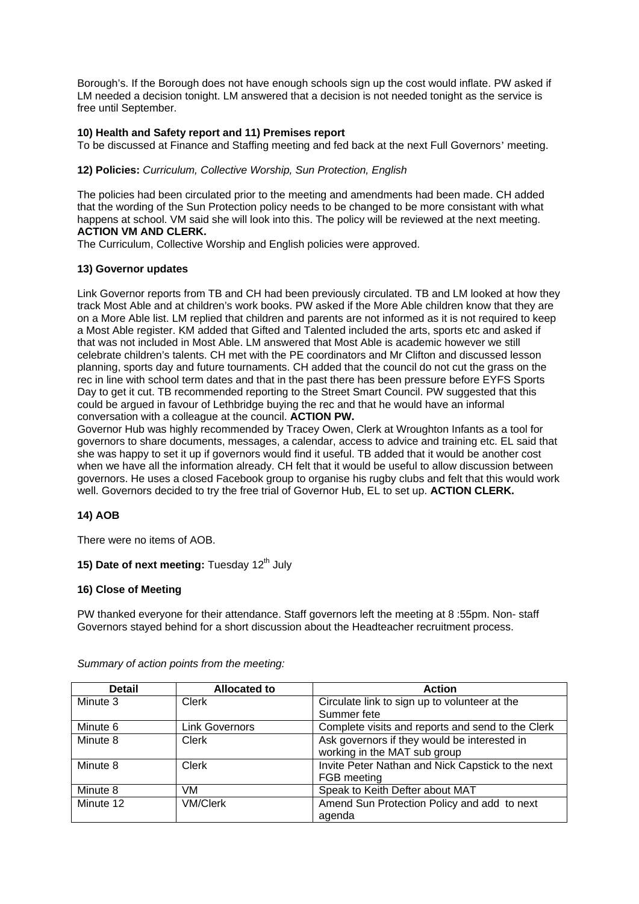Borough's. If the Borough does not have enough schools sign up the cost would inflate. PW asked if LM needed a decision tonight. LM answered that a decision is not needed tonight as the service is free until September.

**10) Health and Safety report and 11) Premises report**

To be discussed at Finance and Staffing meeting and fed back at the next Full Governors' meeting.

**12) Policies:** *Curriculum, Collective Worship, Sun Protection, English*

The policies had been circulated prior to the meeting and amendments had been made. CH added that the wording of the Sun Protection policy needs to be changed to be more consistant with what happens at school. VM said she will look into this. The policy will be reviewed at the next meeting. **ACTION VM AND CLERK.**

The Curriculum, Collective Worship and English policies were approved.

**13) Governor updates**

Link Governor reports from TB and CH had been previously circulated. TB and LM looked at how they track Most Able and at children's work books. PW asked if the More Able children know that they are on a More Able list. LM replied that children and parents are not informed as it is not required to keep a Most Able register. KM added that Gifted and Talented included the arts, sports etc and asked if that was not included in Most Able. LM answered that Most Able is academic however we still celebrate children's talents. CH met with the PE coordinators and Mr Clifton and discussed lesson planning, sports day and future tournaments. CH added that the council do not cut the grass on the rec in line with school term dates and that in the past there has been pressure before EYFS Sports Day to get it cut. TB recommended reporting to the Street Smart Council. PW suggested that this could be argued in favour of Lethbridge buying the rec and that he would have an informal conversation with a colleague at the council. **ACTION PW.**

Governor Hub was highly recommended by Tracey Owen, Clerk at Wroughton Infants as a tool for governors to share documents, messages, a calendar, access to advice and training etc. EL said that she was happy to set it up if governors would find it useful. TB added that it would be another cost when we have all the information already. CH felt that it would be useful to allow discussion between governors. He uses a closed Facebook group to organise his rugby clubs and felt that this would work well. Governors decided to try the free trial of Governor Hub, EL to set up. **ACTION CLERK.**

**14) AOB**

There were no items of AOB.

**15) Date of next meeting:** Tuesday 12th July

**16) Close of Meeting**

PW thanked everyone for their attendance. Staff governors left the meeting at 8 :55pm. Non- staff Governors stayed behind for a short discussion about the Headteacher recruitment process.

*Summary of action points from the meeting:*

| Detail | Allocated to | Action |
|---|---|---|
| Minute 3 | Clerk | Circulate link to sign up to volunteer at the Summer fete |
| Minute 6 | Link Governors | Complete visits and reports and send to the Clerk |
| Minute 8 | Clerk | Ask governors if they would be interested in working in the MAT sub group |
| Minute 8 | Clerk | Invite Peter Nathan and Nick Capstick to the next FGB meeting |
| Minute 8 | VM | Speak to Keith Defter about MAT |
| Minute 12 | VM/Clerk | Amend Sun Protection Policy and add to next agenda |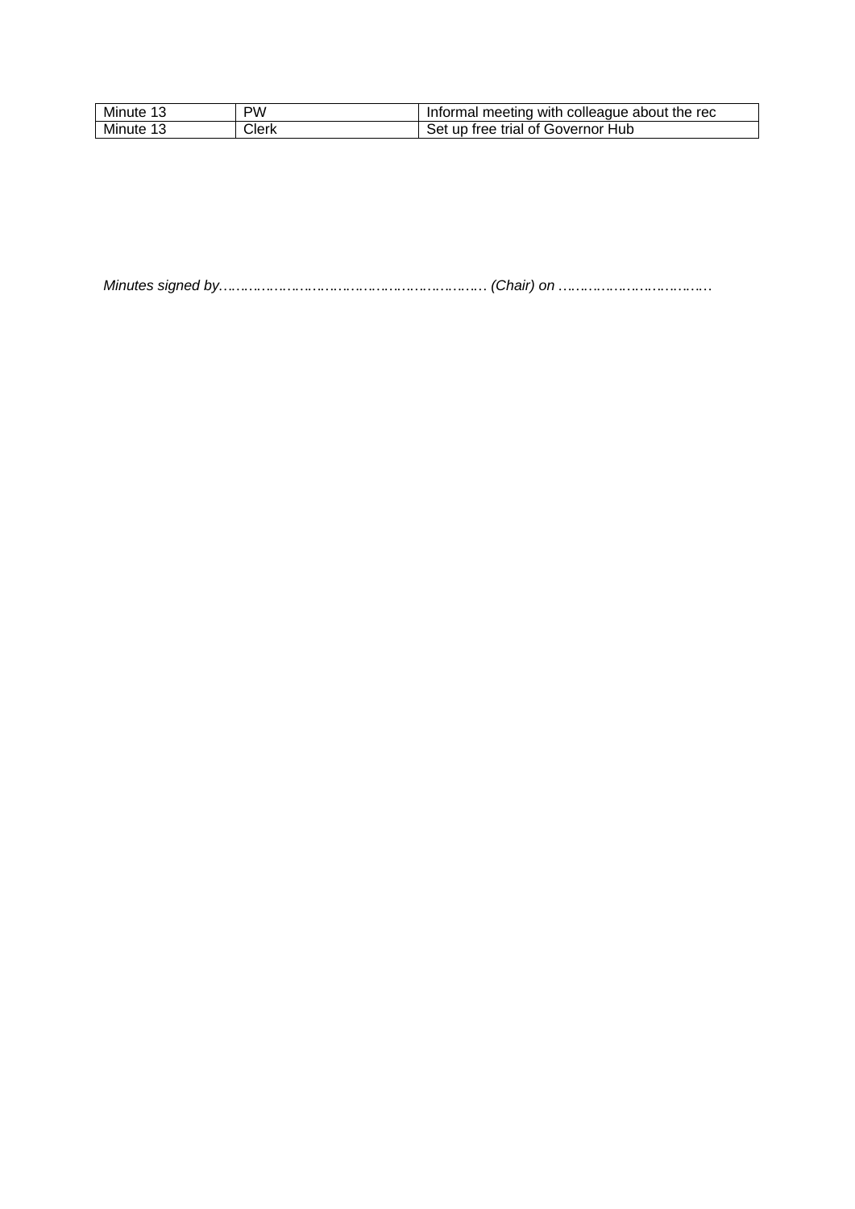| | | |
|---|---|---|
| Minute 13 | PW | Informal meeting with colleague about the rec |
| Minute 13 | Clerk | Set up free trial of Governor Hub |

*Minutes signed by………………………………………………………… (Chair) on ………………………………*